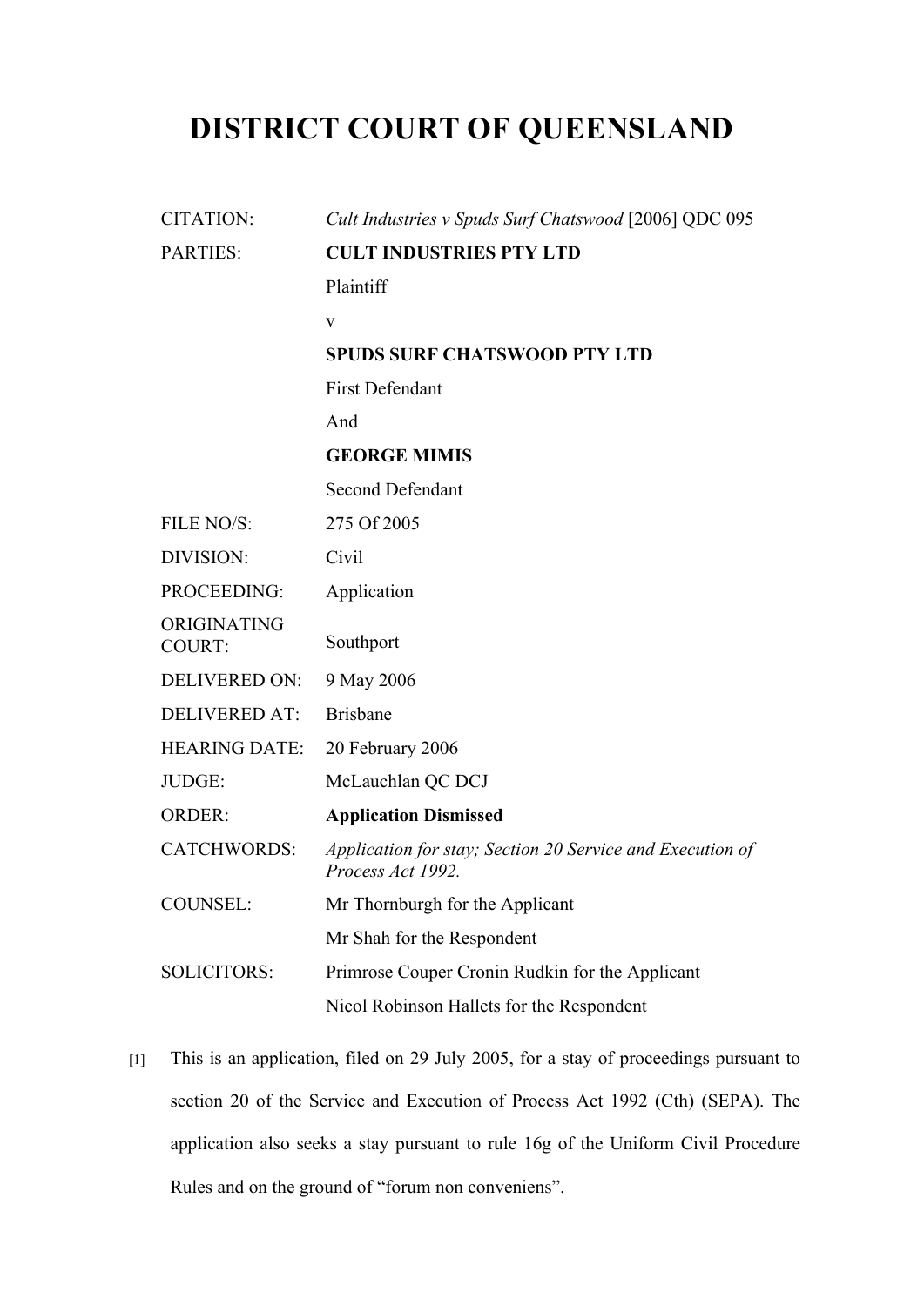# DISTRICT COURT OF QUEENSLAND

| | |
|---|---|
| CITATION: | *Cult Industries v Spuds Surf Chatswood* [2006] QDC 095 |
| PARTIES: | **CULT INDUSTRIES PTY LTD**<br>Plaintiff<br>v<br>**SPUDS SURF CHATSWOOD PTY LTD**<br>First Defendant<br>And<br>**GEORGE MIMIS**<br>Second Defendant |
| FILE NO/S: | 275 Of 2005 |
| DIVISION: | Civil |
| PROCEEDING: | Application |
| ORIGINATING COURT: | Southport |
| DELIVERED ON: | 9 May 2006 |
| DELIVERED AT: | Brisbane |
| HEARING DATE: | 20 February 2006 |
| JUDGE: | McLauchlan QC DCJ |
| ORDER: | **Application Dismissed** |
| CATCHWORDS: | *Application for stay; Section 20 Service and Execution of Process Act 1992.* |
| COUNSEL: | Mr Thornburgh for the Applicant<br>Mr Shah for the Respondent |
| SOLICITORS: | Primrose Couper Cronin Rudkin for the Applicant<br>Nicol Robinson Hallets for the Respondent |

[1] This is an application, filed on 29 July 2005, for a stay of proceedings pursuant to section 20 of the Service and Execution of Process Act 1992 (Cth) (SEPA). The application also seeks a stay pursuant to rule 16g of the Uniform Civil Procedure Rules and on the ground of "forum non conveniens".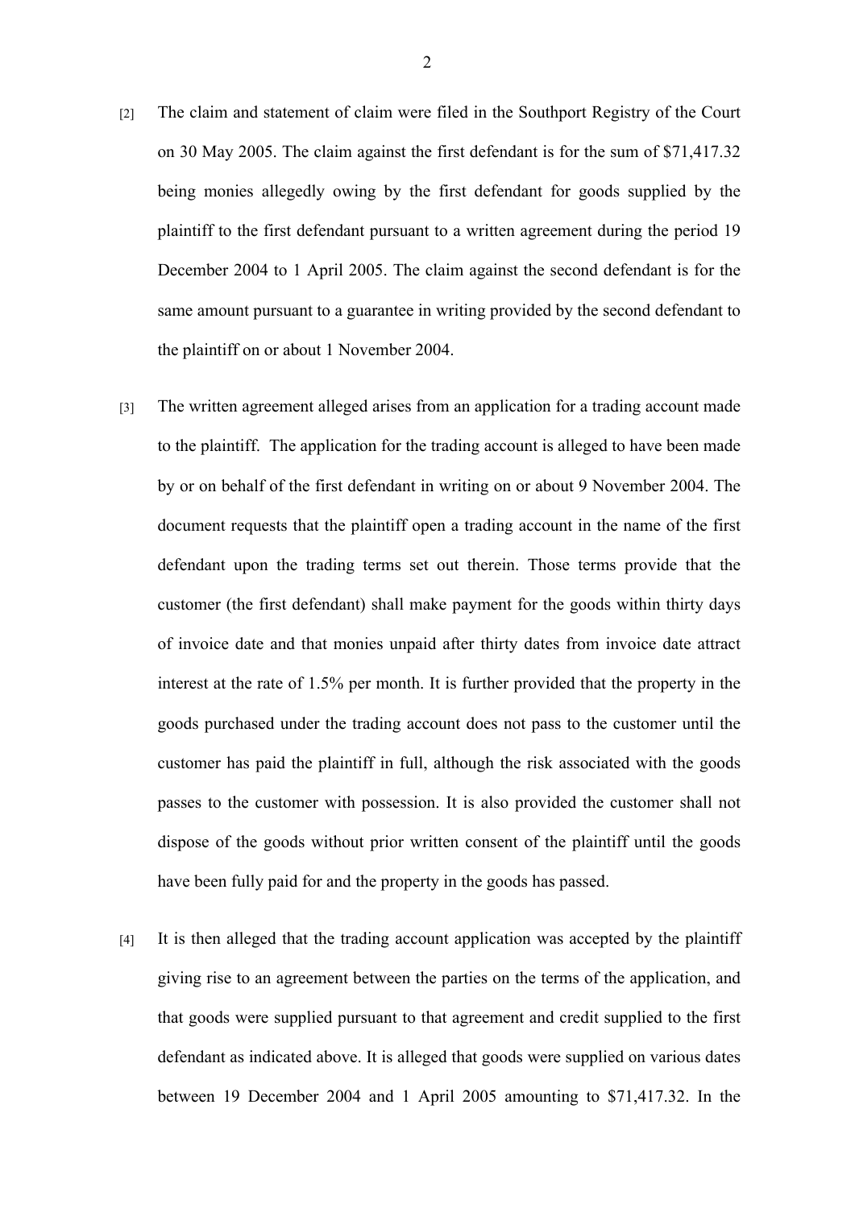[2] The claim and statement of claim were filed in the Southport Registry of the Court on 30 May 2005. The claim against the first defendant is for the sum of $71,417.32 being monies allegedly owing by the first defendant for goods supplied by the plaintiff to the first defendant pursuant to a written agreement during the period 19 December 2004 to 1 April 2005. The claim against the second defendant is for the same amount pursuant to a guarantee in writing provided by the second defendant to the plaintiff on or about 1 November 2004.

[3] The written agreement alleged arises from an application for a trading account made to the plaintiff. The application for the trading account is alleged to have been made by or on behalf of the first defendant in writing on or about 9 November 2004. The document requests that the plaintiff open a trading account in the name of the first defendant upon the trading terms set out therein. Those terms provide that the customer (the first defendant) shall make payment for the goods within thirty days of invoice date and that monies unpaid after thirty dates from invoice date attract interest at the rate of 1.5% per month. It is further provided that the property in the goods purchased under the trading account does not pass to the customer until the customer has paid the plaintiff in full, although the risk associated with the goods passes to the customer with possession. It is also provided the customer shall not dispose of the goods without prior written consent of the plaintiff until the goods have been fully paid for and the property in the goods has passed.

[4] It is then alleged that the trading account application was accepted by the plaintiff giving rise to an agreement between the parties on the terms of the application, and that goods were supplied pursuant to that agreement and credit supplied to the first defendant as indicated above. It is alleged that goods were supplied on various dates between 19 December 2004 and 1 April 2005 amounting to $71,417.32. In the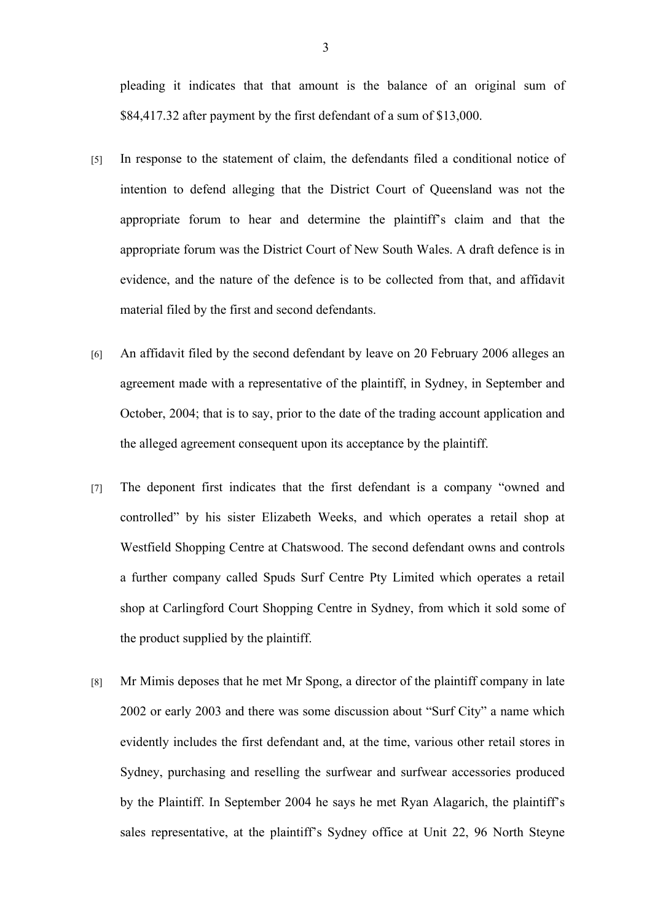pleading it indicates that that amount is the balance of an original sum of $84,417.32 after payment by the first defendant of a sum of $13,000.

[5] In response to the statement of claim, the defendants filed a conditional notice of intention to defend alleging that the District Court of Queensland was not the appropriate forum to hear and determine the plaintiff's claim and that the appropriate forum was the District Court of New South Wales. A draft defence is in evidence, and the nature of the defence is to be collected from that, and affidavit material filed by the first and second defendants.

[6] An affidavit filed by the second defendant by leave on 20 February 2006 alleges an agreement made with a representative of the plaintiff, in Sydney, in September and October, 2004; that is to say, prior to the date of the trading account application and the alleged agreement consequent upon its acceptance by the plaintiff.

[7] The deponent first indicates that the first defendant is a company "owned and controlled" by his sister Elizabeth Weeks, and which operates a retail shop at Westfield Shopping Centre at Chatswood. The second defendant owns and controls a further company called Spuds Surf Centre Pty Limited which operates a retail shop at Carlingford Court Shopping Centre in Sydney, from which it sold some of the product supplied by the plaintiff.

[8] Mr Mimis deposes that he met Mr Spong, a director of the plaintiff company in late 2002 or early 2003 and there was some discussion about "Surf City" a name which evidently includes the first defendant and, at the time, various other retail stores in Sydney, purchasing and reselling the surfwear and surfwear accessories produced by the Plaintiff. In September 2004 he says he met Ryan Alagarich, the plaintiff's sales representative, at the plaintiff's Sydney office at Unit 22, 96 North Steyne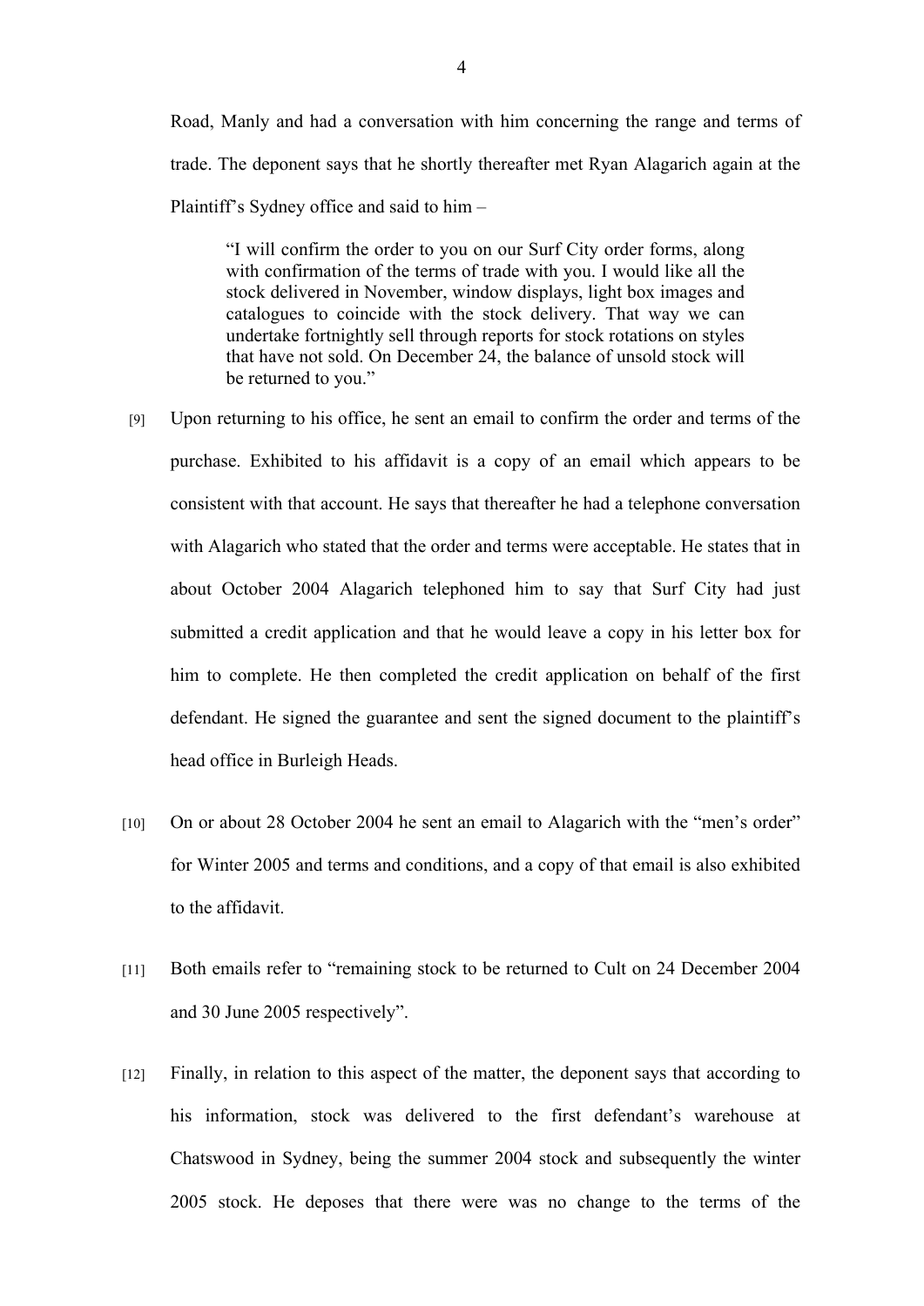Road, Manly and had a conversation with him concerning the range and terms of trade. The deponent says that he shortly thereafter met Ryan Alagarich again at the Plaintiff's Sydney office and said to him –

> "I will confirm the order to you on our Surf City order forms, along with confirmation of the terms of trade with you. I would like all the stock delivered in November, window displays, light box images and catalogues to coincide with the stock delivery. That way we can undertake fortnightly sell through reports for stock rotations on styles that have not sold. On December 24, the balance of unsold stock will be returned to you."

[9] Upon returning to his office, he sent an email to confirm the order and terms of the purchase. Exhibited to his affidavit is a copy of an email which appears to be consistent with that account. He says that thereafter he had a telephone conversation with Alagarich who stated that the order and terms were acceptable. He states that in about October 2004 Alagarich telephoned him to say that Surf City had just submitted a credit application and that he would leave a copy in his letter box for him to complete. He then completed the credit application on behalf of the first defendant. He signed the guarantee and sent the signed document to the plaintiff's head office in Burleigh Heads.

[10] On or about 28 October 2004 he sent an email to Alagarich with the "men's order" for Winter 2005 and terms and conditions, and a copy of that email is also exhibited to the affidavit.

[11] Both emails refer to "remaining stock to be returned to Cult on 24 December 2004 and 30 June 2005 respectively".

[12] Finally, in relation to this aspect of the matter, the deponent says that according to his information, stock was delivered to the first defendant's warehouse at Chatswood in Sydney, being the summer 2004 stock and subsequently the winter 2005 stock. He deposes that there were was no change to the terms of the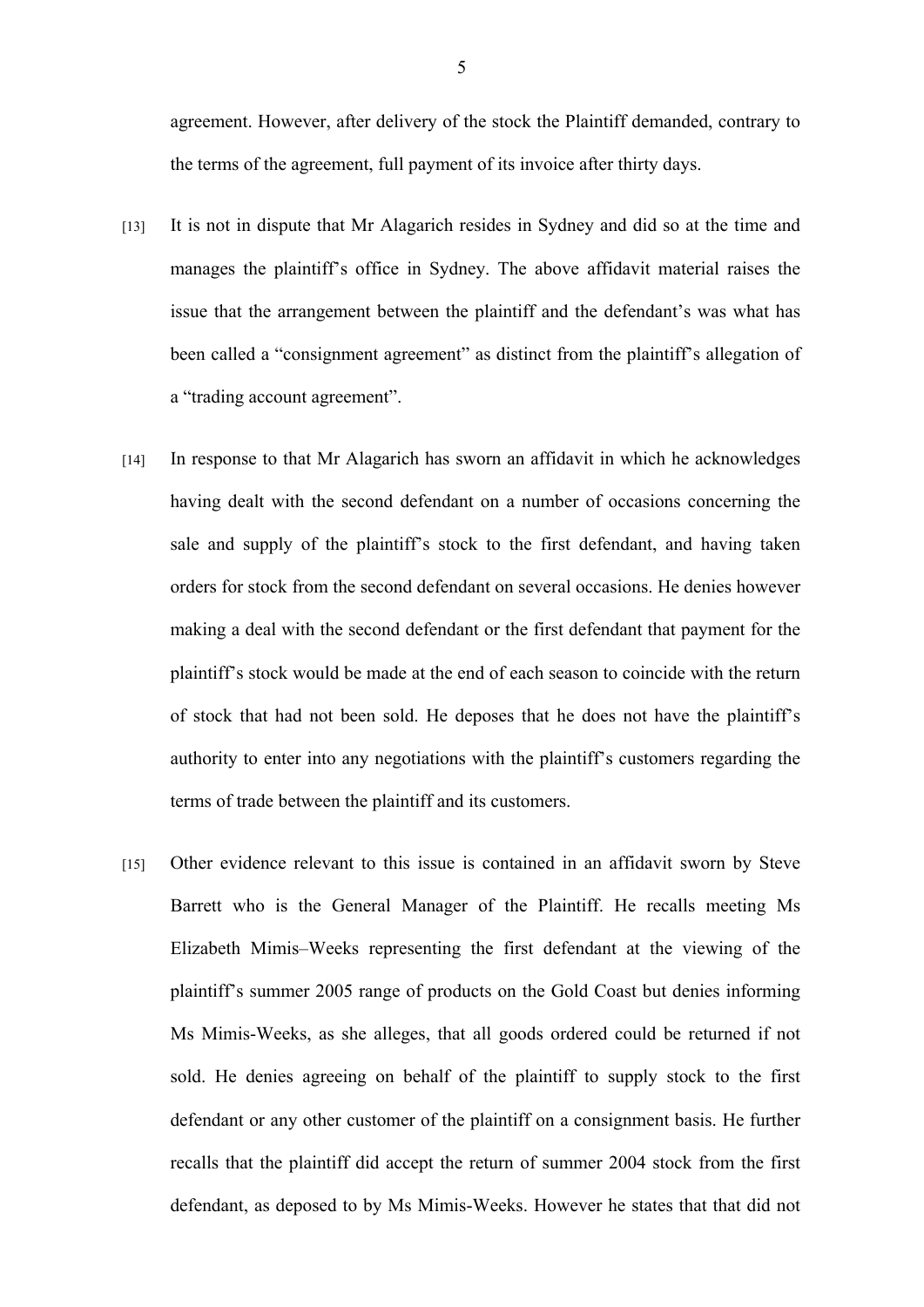agreement. However, after delivery of the stock the Plaintiff demanded, contrary to the terms of the agreement, full payment of its invoice after thirty days.

[13] It is not in dispute that Mr Alagarich resides in Sydney and did so at the time and manages the plaintiff's office in Sydney. The above affidavit material raises the issue that the arrangement between the plaintiff and the defendant's was what has been called a "consignment agreement" as distinct from the plaintiff's allegation of a "trading account agreement".

[14] In response to that Mr Alagarich has sworn an affidavit in which he acknowledges having dealt with the second defendant on a number of occasions concerning the sale and supply of the plaintiff's stock to the first defendant, and having taken orders for stock from the second defendant on several occasions. He denies however making a deal with the second defendant or the first defendant that payment for the plaintiff's stock would be made at the end of each season to coincide with the return of stock that had not been sold. He deposes that he does not have the plaintiff's authority to enter into any negotiations with the plaintiff's customers regarding the terms of trade between the plaintiff and its customers.

[15] Other evidence relevant to this issue is contained in an affidavit sworn by Steve Barrett who is the General Manager of the Plaintiff. He recalls meeting Ms Elizabeth Mimis–Weeks representing the first defendant at the viewing of the plaintiff's summer 2005 range of products on the Gold Coast but denies informing Ms Mimis-Weeks, as she alleges, that all goods ordered could be returned if not sold. He denies agreeing on behalf of the plaintiff to supply stock to the first defendant or any other customer of the plaintiff on a consignment basis. He further recalls that the plaintiff did accept the return of summer 2004 stock from the first defendant, as deposed to by Ms Mimis-Weeks. However he states that that did not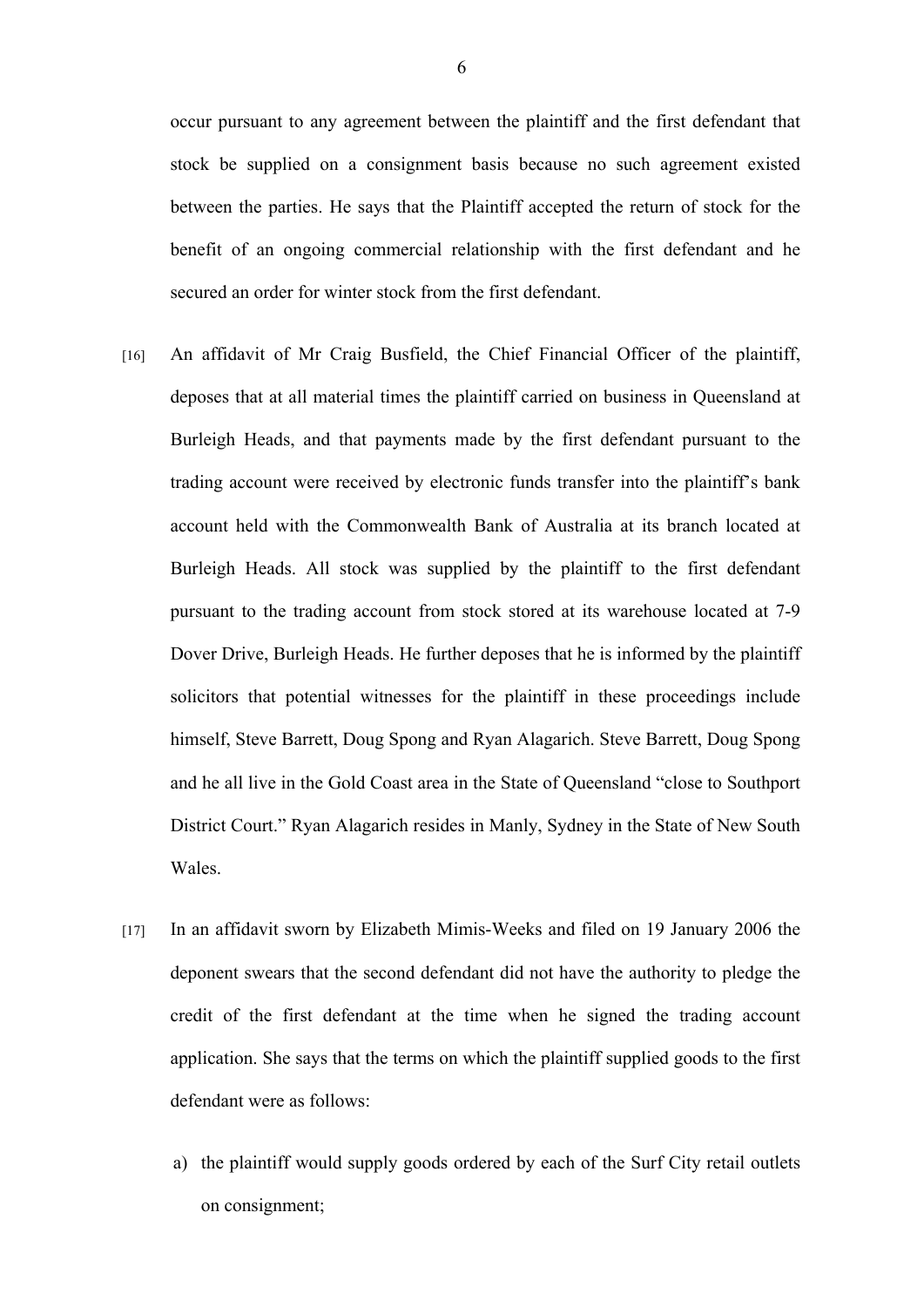occur pursuant to any agreement between the plaintiff and the first defendant that stock be supplied on a consignment basis because no such agreement existed between the parties. He says that the Plaintiff accepted the return of stock for the benefit of an ongoing commercial relationship with the first defendant and he secured an order for winter stock from the first defendant.

[16] An affidavit of Mr Craig Busfield, the Chief Financial Officer of the plaintiff, deposes that at all material times the plaintiff carried on business in Queensland at Burleigh Heads, and that payments made by the first defendant pursuant to the trading account were received by electronic funds transfer into the plaintiff's bank account held with the Commonwealth Bank of Australia at its branch located at Burleigh Heads. All stock was supplied by the plaintiff to the first defendant pursuant to the trading account from stock stored at its warehouse located at 7-9 Dover Drive, Burleigh Heads. He further deposes that he is informed by the plaintiff solicitors that potential witnesses for the plaintiff in these proceedings include himself, Steve Barrett, Doug Spong and Ryan Alagarich. Steve Barrett, Doug Spong and he all live in the Gold Coast area in the State of Queensland "close to Southport District Court." Ryan Alagarich resides in Manly, Sydney in the State of New South Wales.

[17] In an affidavit sworn by Elizabeth Mimis-Weeks and filed on 19 January 2006 the deponent swears that the second defendant did not have the authority to pledge the credit of the first defendant at the time when he signed the trading account application. She says that the terms on which the plaintiff supplied goods to the first defendant were as follows:

a) the plaintiff would supply goods ordered by each of the Surf City retail outlets on consignment;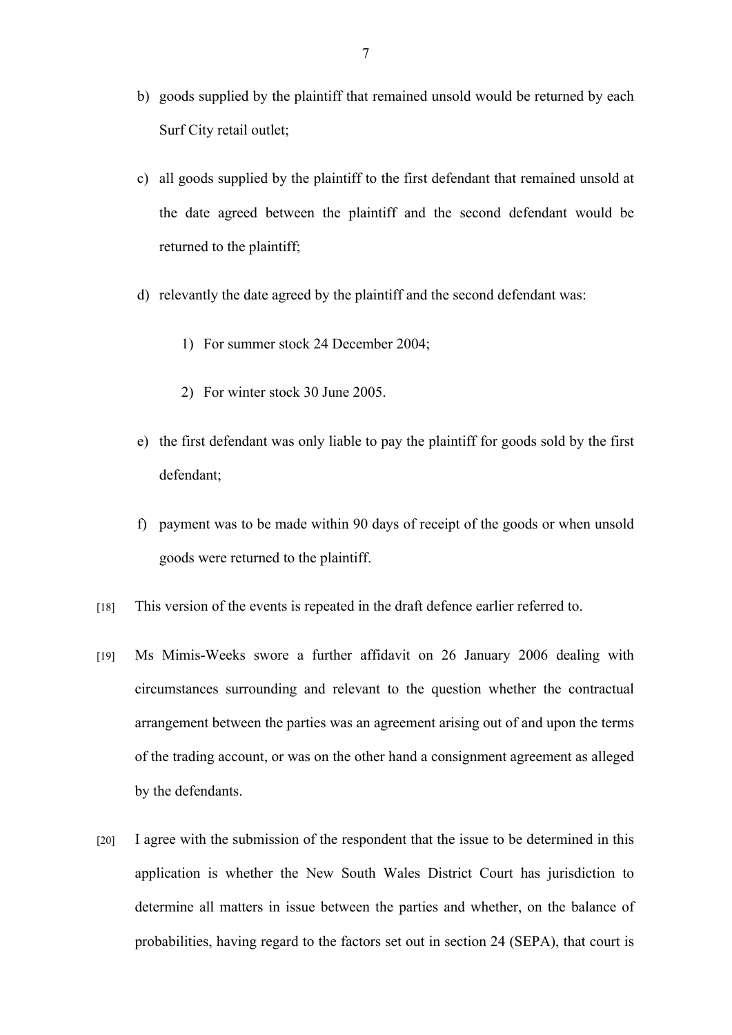b) goods supplied by the plaintiff that remained unsold would be returned by each Surf City retail outlet;

c) all goods supplied by the plaintiff to the first defendant that remained unsold at the date agreed between the plaintiff and the second defendant would be returned to the plaintiff;

d) relevantly the date agreed by the plaintiff and the second defendant was:

   1) For summer stock 24 December 2004;

   2) For winter stock 30 June 2005.

e) the first defendant was only liable to pay the plaintiff for goods sold by the first defendant;

f) payment was to be made within 90 days of receipt of the goods or when unsold goods were returned to the plaintiff.

[18] This version of the events is repeated in the draft defence earlier referred to.

[19] Ms Mimis-Weeks swore a further affidavit on 26 January 2006 dealing with circumstances surrounding and relevant to the question whether the contractual arrangement between the parties was an agreement arising out of and upon the terms of the trading account, or was on the other hand a consignment agreement as alleged by the defendants.

[20] I agree with the submission of the respondent that the issue to be determined in this application is whether the New South Wales District Court has jurisdiction to determine all matters in issue between the parties and whether, on the balance of probabilities, having regard to the factors set out in section 24 (SEPA), that court is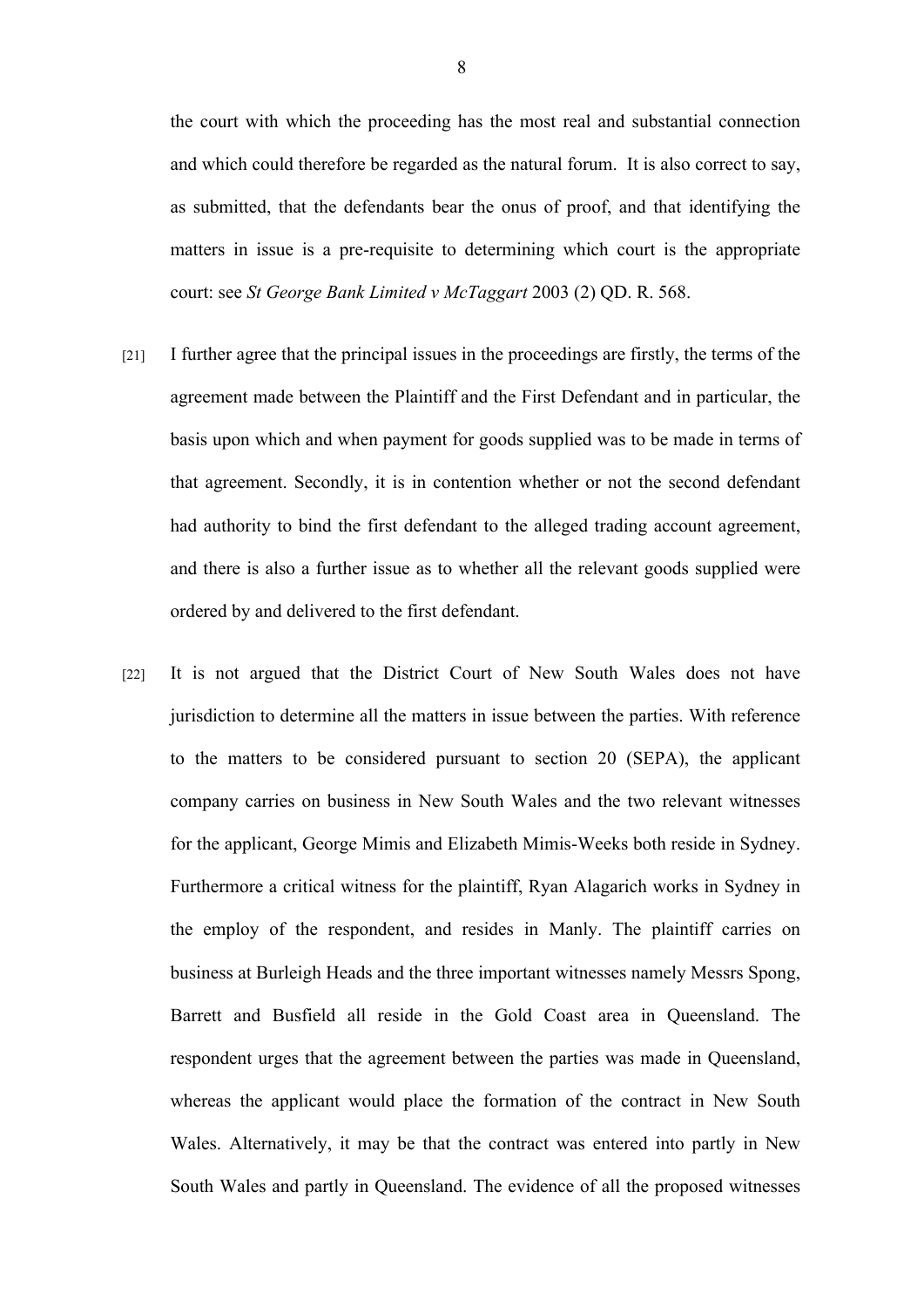the court with which the proceeding has the most real and substantial connection and which could therefore be regarded as the natural forum. It is also correct to say, as submitted, that the defendants bear the onus of proof, and that identifying the matters in issue is a pre-requisite to determining which court is the appropriate court: see *St George Bank Limited v McTaggart* 2003 (2) QD. R. 568.

[21] I further agree that the principal issues in the proceedings are firstly, the terms of the agreement made between the Plaintiff and the First Defendant and in particular, the basis upon which and when payment for goods supplied was to be made in terms of that agreement. Secondly, it is in contention whether or not the second defendant had authority to bind the first defendant to the alleged trading account agreement, and there is also a further issue as to whether all the relevant goods supplied were ordered by and delivered to the first defendant.

[22] It is not argued that the District Court of New South Wales does not have jurisdiction to determine all the matters in issue between the parties. With reference to the matters to be considered pursuant to section 20 (SEPA), the applicant company carries on business in New South Wales and the two relevant witnesses for the applicant, George Mimis and Elizabeth Mimis-Weeks both reside in Sydney. Furthermore a critical witness for the plaintiff, Ryan Alagarich works in Sydney in the employ of the respondent, and resides in Manly. The plaintiff carries on business at Burleigh Heads and the three important witnesses namely Messrs Spong, Barrett and Busfield all reside in the Gold Coast area in Queensland. The respondent urges that the agreement between the parties was made in Queensland, whereas the applicant would place the formation of the contract in New South Wales. Alternatively, it may be that the contract was entered into partly in New South Wales and partly in Queensland. The evidence of all the proposed witnesses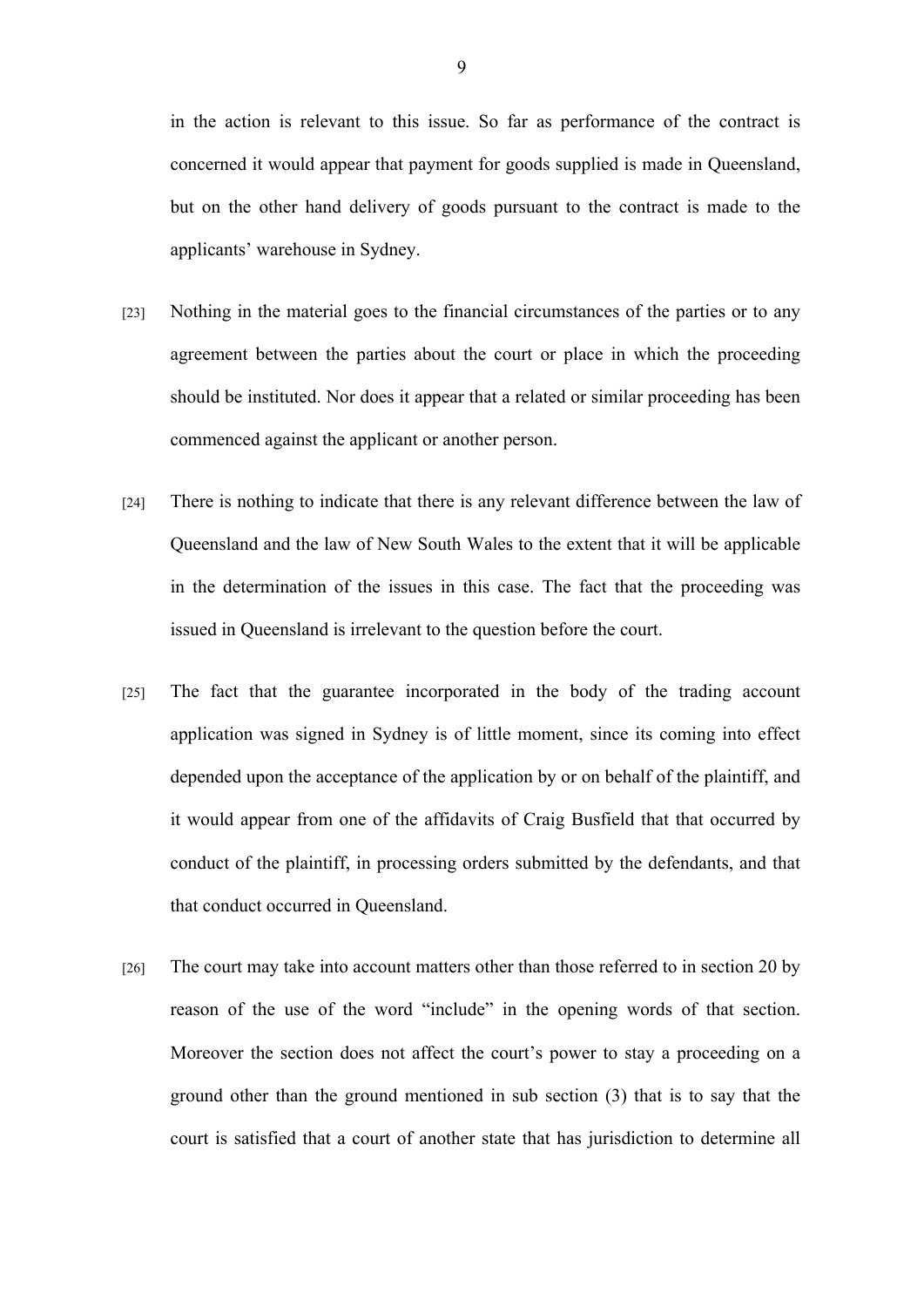in the action is relevant to this issue. So far as performance of the contract is concerned it would appear that payment for goods supplied is made in Queensland, but on the other hand delivery of goods pursuant to the contract is made to the applicants' warehouse in Sydney.

[23] Nothing in the material goes to the financial circumstances of the parties or to any agreement between the parties about the court or place in which the proceeding should be instituted. Nor does it appear that a related or similar proceeding has been commenced against the applicant or another person.

[24] There is nothing to indicate that there is any relevant difference between the law of Queensland and the law of New South Wales to the extent that it will be applicable in the determination of the issues in this case. The fact that the proceeding was issued in Queensland is irrelevant to the question before the court.

[25] The fact that the guarantee incorporated in the body of the trading account application was signed in Sydney is of little moment, since its coming into effect depended upon the acceptance of the application by or on behalf of the plaintiff, and it would appear from one of the affidavits of Craig Busfield that that occurred by conduct of the plaintiff, in processing orders submitted by the defendants, and that that conduct occurred in Queensland.

[26] The court may take into account matters other than those referred to in section 20 by reason of the use of the word "include" in the opening words of that section. Moreover the section does not affect the court's power to stay a proceeding on a ground other than the ground mentioned in sub section (3) that is to say that the court is satisfied that a court of another state that has jurisdiction to determine all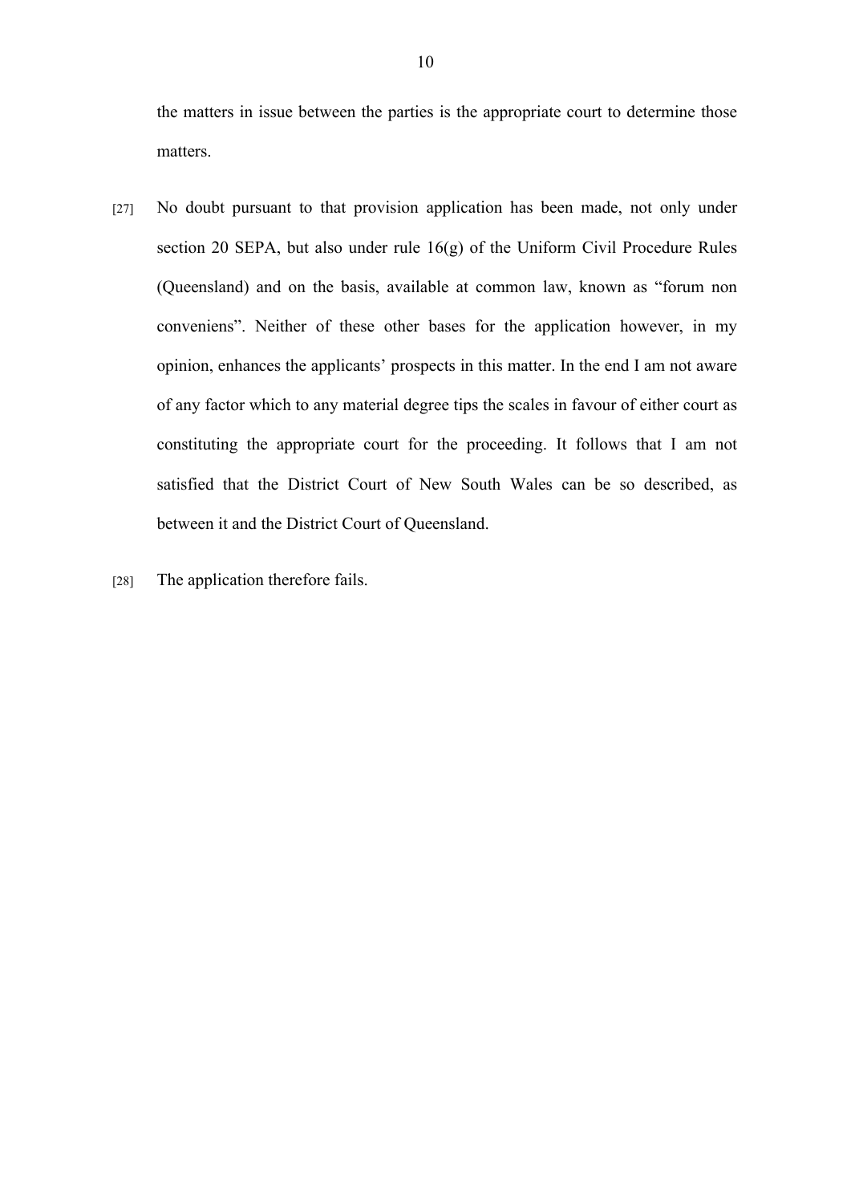the matters in issue between the parties is the appropriate court to determine those matters.

[27] No doubt pursuant to that provision application has been made, not only under section 20 SEPA, but also under rule 16(g) of the Uniform Civil Procedure Rules (Queensland) and on the basis, available at common law, known as "forum non conveniens". Neither of these other bases for the application however, in my opinion, enhances the applicants' prospects in this matter. In the end I am not aware of any factor which to any material degree tips the scales in favour of either court as constituting the appropriate court for the proceeding. It follows that I am not satisfied that the District Court of New South Wales can be so described, as between it and the District Court of Queensland.

[28] The application therefore fails.